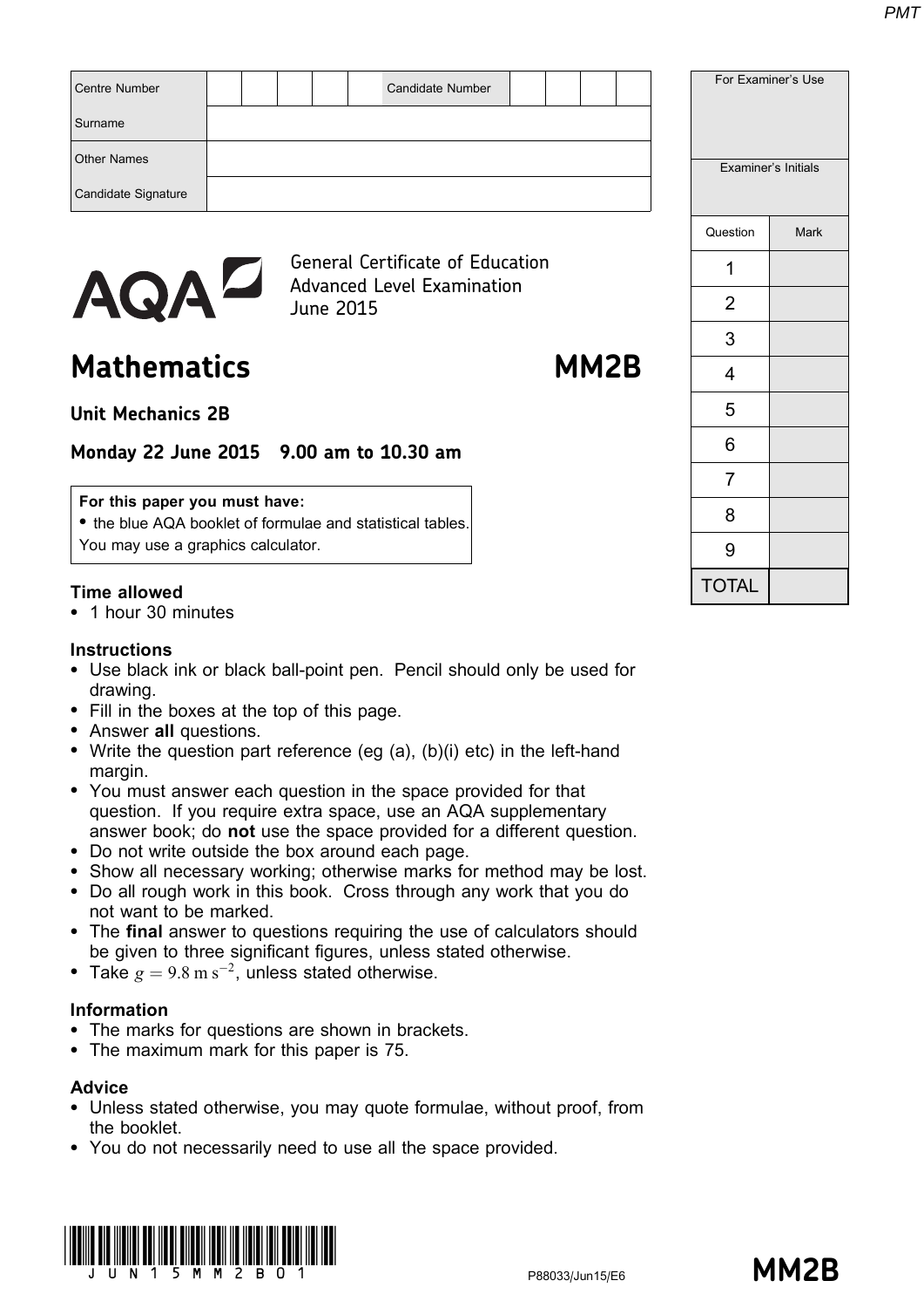| Centre Number | | | | | | Candidate Number | | | | |
|---|---|---|---|---|---|---|---|---|---|---|
| Surname | | | | | | | | | | |
| Other Names | | | | | | | | | | |
| Candidate Signature | | | | | | | | | | |

| For Examiner's Use | |
|---|---|
| Examiner's Initials | |
| Question | Mark |
| 1 | |
| 2 | |
| 3 | |
| 4 | |
| 5 | |
| 6 | |
| 7 | |
| 8 | |
| 9 | |
| TOTAL | |

AQA

General Certificate of Education
Advanced Level Examination
June 2015

# Mathematics MM2B

**Unit Mechanics 2B**

**Monday 22 June 2015 9.00 am to 10.30 am**

**For this paper you must have:**
- the blue AQA booklet of formulae and statistical tables.

You may use a graphics calculator.

**Time allowed**
- 1 hour 30 minutes

**Instructions**
- Use black ink or black ball-point pen. Pencil should only be used for drawing.
- Fill in the boxes at the top of this page.
- Answer **all** questions.
- Write the question part reference (eg (a), (b)(i) etc) in the left-hand margin.
- You must answer each question in the space provided for that question. If you require extra space, use an AQA supplementary answer book; do **not** use the space provided for a different question.
- Do not write outside the box around each page.
- Show all necessary working; otherwise marks for method may be lost.
- Do all rough work in this book. Cross through any work that you do not want to be marked.
- The **final** answer to questions requiring the use of calculators should be given to three significant figures, unless stated otherwise.
- Take $g = 9.8 \text{ m s}^{-2}$, unless stated otherwise.

**Information**
- The marks for questions are shown in brackets.
- The maximum mark for this paper is 75.

**Advice**
- Unless stated otherwise, you may quote formulae, without proof, from the booklet.
- You do not necessarily need to use all the space provided.

P88033/Jun15/E6 **MM2B**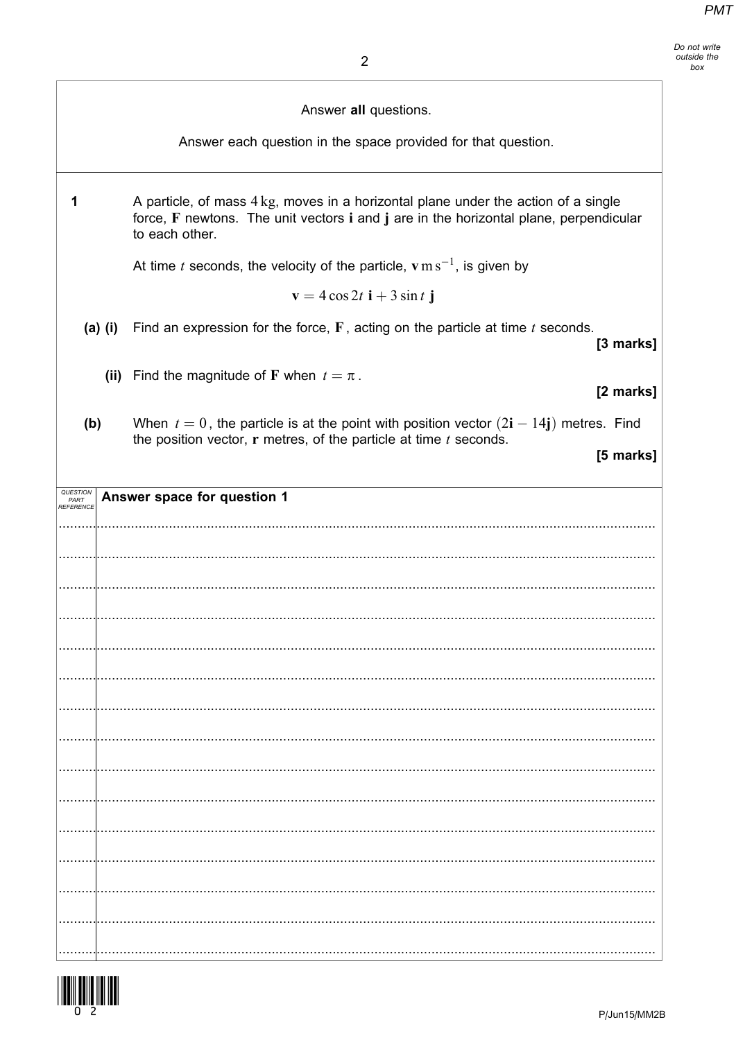Answer **all** questions.

Answer each question in the space provided for that question.

**1** A particle, of mass $4\,\text{kg}$, moves in a horizontal plane under the action of a single force, $\mathbf{F}$ newtons. The unit vectors $\mathbf{i}$ and $\mathbf{j}$ are in the horizontal plane, perpendicular to each other.

At time $t$ seconds, the velocity of the particle, $\mathbf{v}\,\text{m}\,\text{s}^{-1}$, is given by

$$\mathbf{v} = 4\cos 2t\ \mathbf{i} + 3\sin t\ \mathbf{j}$$

**(a) (i)** Find an expression for the force, $\mathbf{F}$, acting on the particle at time $t$ seconds.

**[3 marks]**

**(ii)** Find the magnitude of $\mathbf{F}$ when $t = \pi$.

**[2 marks]**

**(b)** When $t = 0$, the particle is at the point with position vector $(2\mathbf{i} - 14\mathbf{j})$ metres. Find the position vector, $\mathbf{r}$ metres, of the particle at time $t$ seconds.

**[5 marks]**

**Answer space for question 1**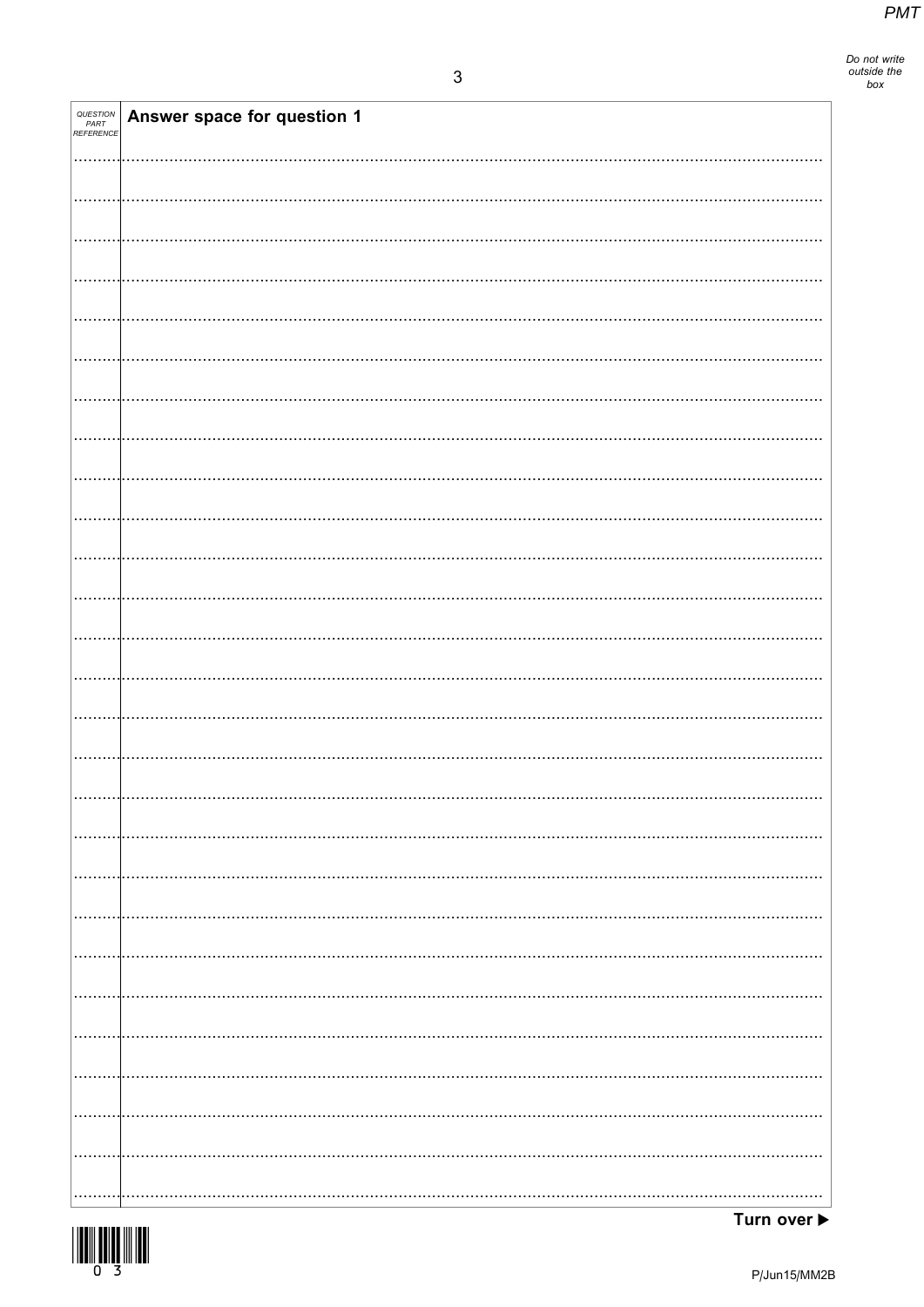| QUESTION PART REFERENCE | Answer space for question 1 |
|---|---|

Turn over ▶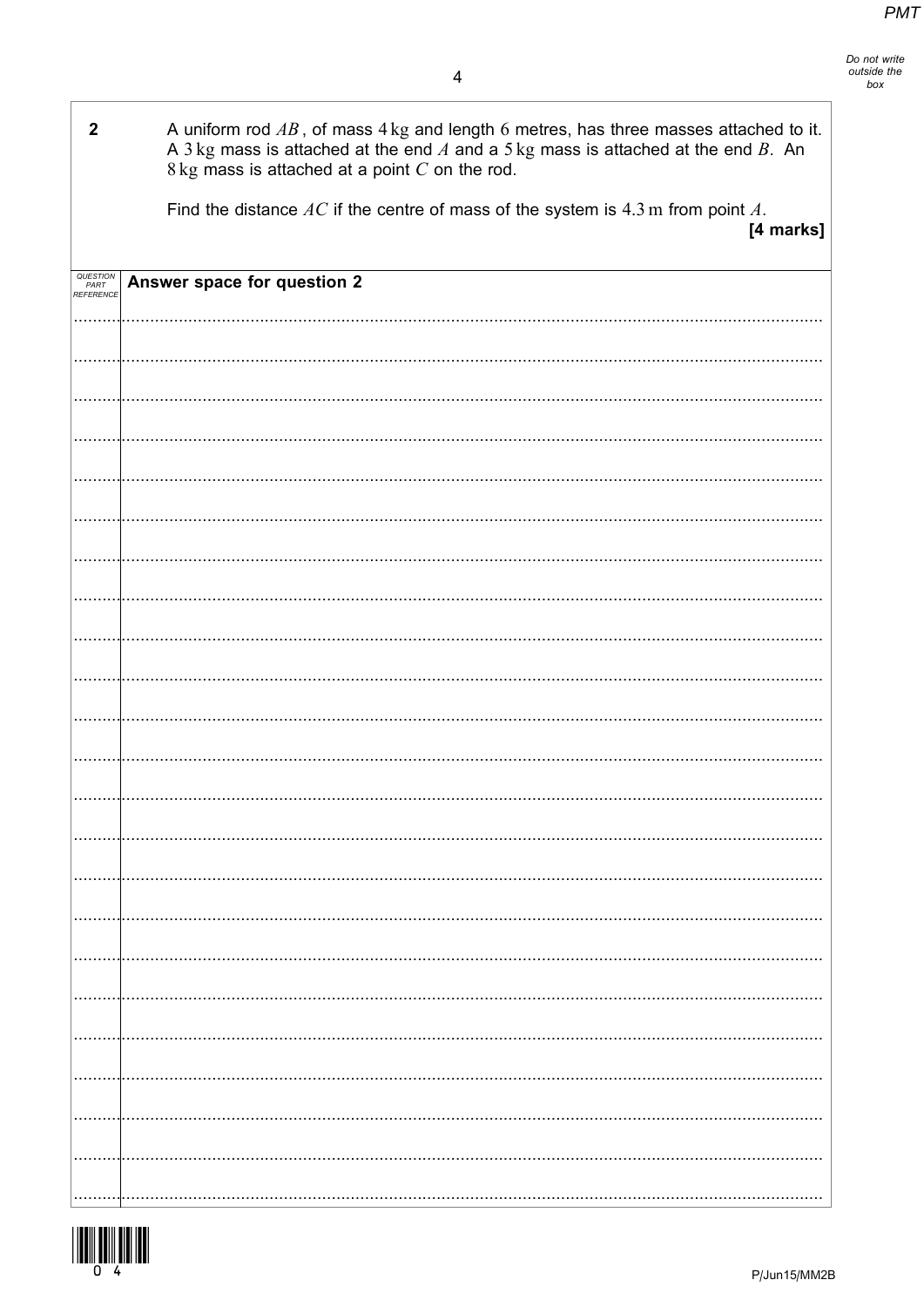**2** A uniform rod $AB$, of mass $4\text{ kg}$ and length $6$ metres, has three masses attached to it. A $3\text{ kg}$ mass is attached at the end $A$ and a $5\text{ kg}$ mass is attached at the end $B$. An $8\text{ kg}$ mass is attached at a point $C$ on the rod.

Find the distance $AC$ if the centre of mass of the system is $4.3\text{ m}$ from point $A$.

**[4 marks]**

**Answer space for question 2**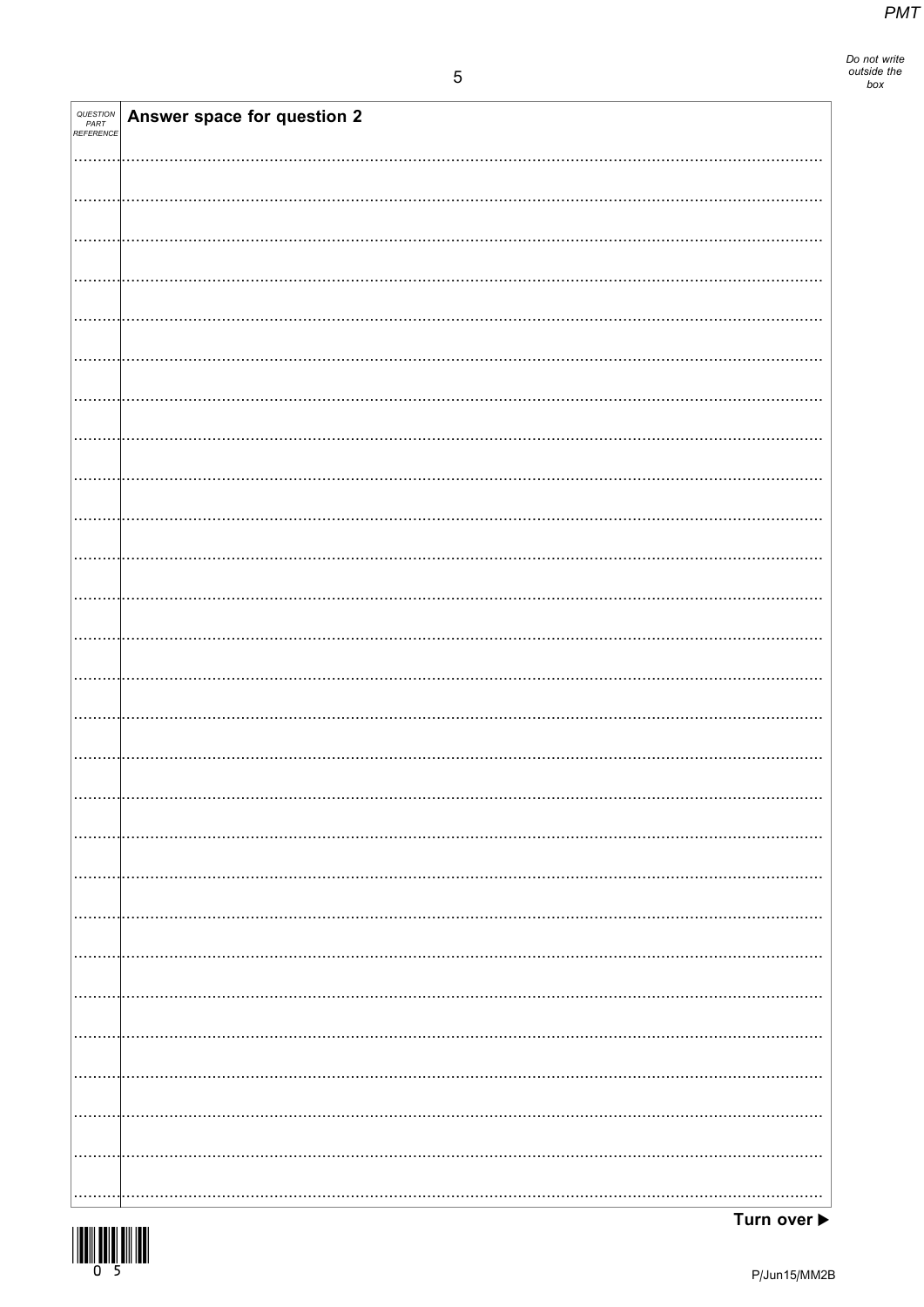| QUESTION PART REFERENCE | Answer space for question 2 |
| --- | --- |

Turn over ▶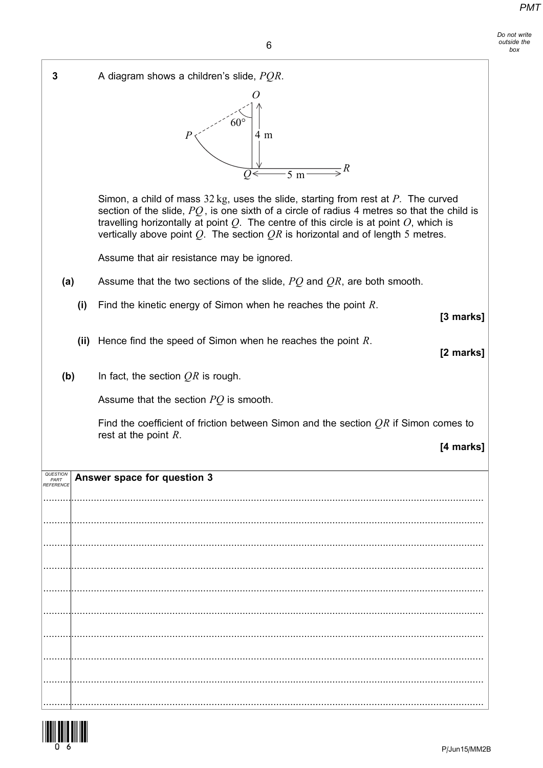**3** A diagram shows a children's slide, $PQR$.

Simon, a child of mass $32\text{ kg}$, uses the slide, starting from rest at $P$. The curved section of the slide, $PQ$, is one sixth of a circle of radius 4 metres so that the child is travelling horizontally at point $Q$. The centre of this circle is at point $O$, which is vertically above point $Q$. The section $QR$ is horizontal and of length 5 metres.

Assume that air resistance may be ignored.

**(a)** Assume that the two sections of the slide, $PQ$ and $QR$, are both smooth.

**(i)** Find the kinetic energy of Simon when he reaches the point $R$.

**[3 marks]**

**(ii)** Hence find the speed of Simon when he reaches the point $R$.

**[2 marks]**

**(b)** In fact, the section $QR$ is rough.

Assume that the section $PQ$ is smooth.

Find the coefficient of friction between Simon and the section $QR$ if Simon comes to rest at the point $R$.

**[4 marks]**

**Answer space for question 3**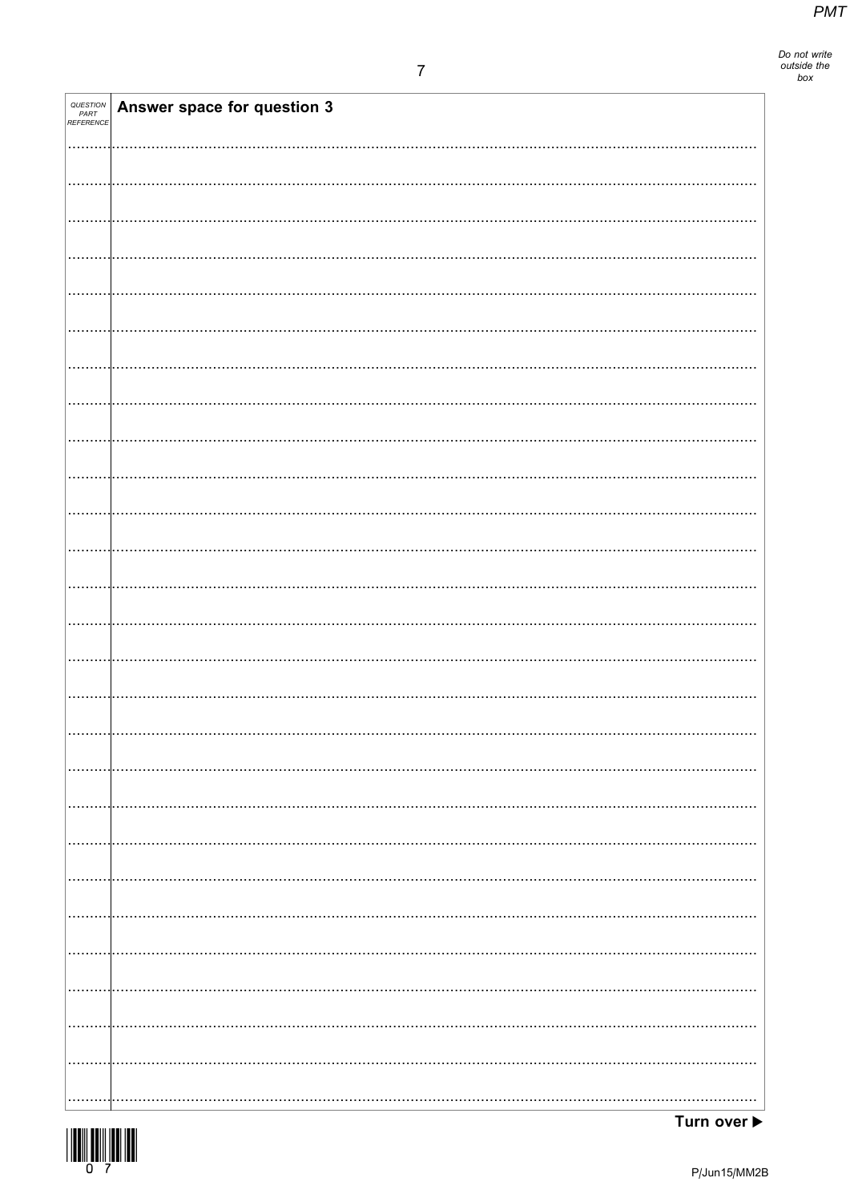| QUESTION PART REFERENCE | Answer space for question 3 |
| --- | --- |

Turn over ▶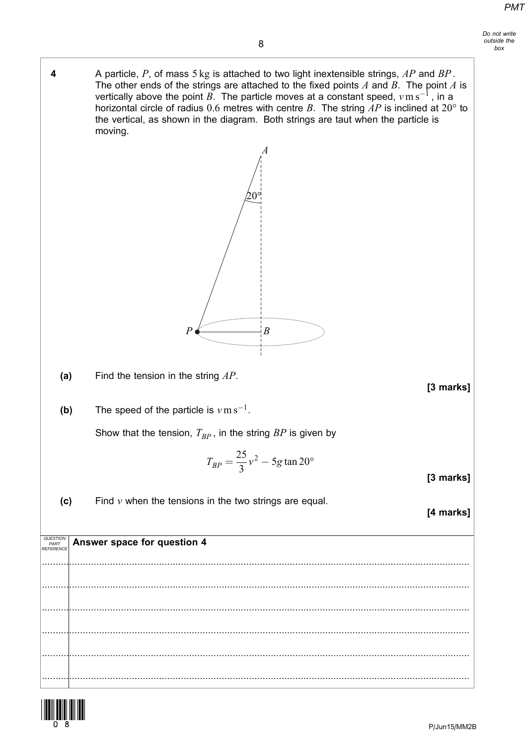**4** A particle, $P$, of mass $5\,\text{kg}$ is attached to two light inextensible strings, $AP$ and $BP$. The other ends of the strings are attached to the fixed points $A$ and $B$. The point $A$ is vertically above the point $B$. The particle moves at a constant speed, $v\,\text{m}\,\text{s}^{-1}$, in a horizontal circle of radius $0.6$ metres with centre $B$. The string $AP$ is inclined at $20°$ to the vertical, as shown in the diagram. Both strings are taut when the particle is moving.

**(a)** Find the tension in the string $AP$.

**[3 marks]**

**(b)** The speed of the particle is $v\,\text{m}\,\text{s}^{-1}$.

Show that the tension, $T_{BP}$, in the string $BP$ is given by

$$T_{BP} = \frac{25}{3}v^2 - 5g\tan 20°$$

**[3 marks]**

**(c)** Find $v$ when the tensions in the two strings are equal.

**[4 marks]**

**Answer space for question 4**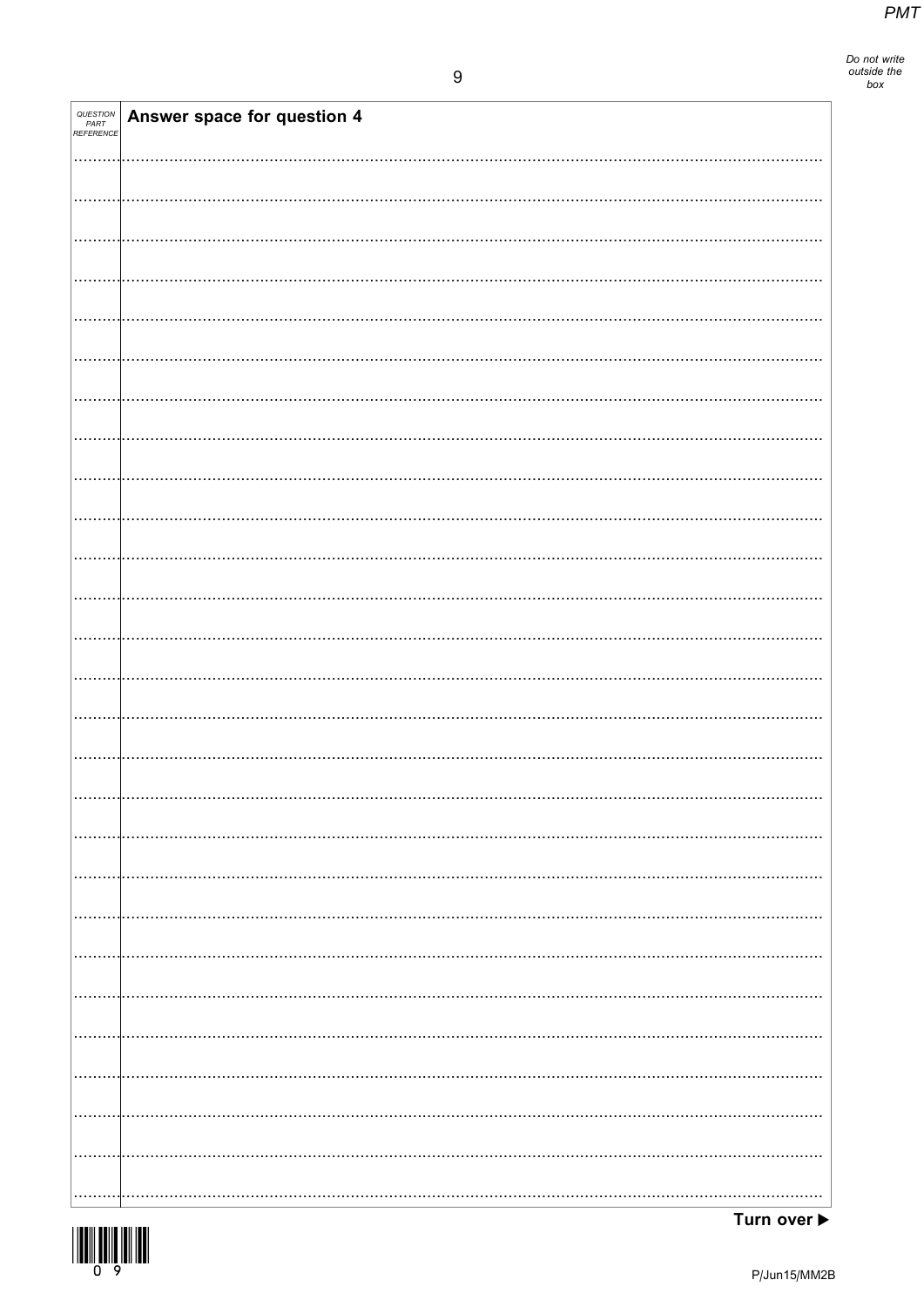QUESTION PART REFERENCE

**Answer space for question 4**

Turn over ▶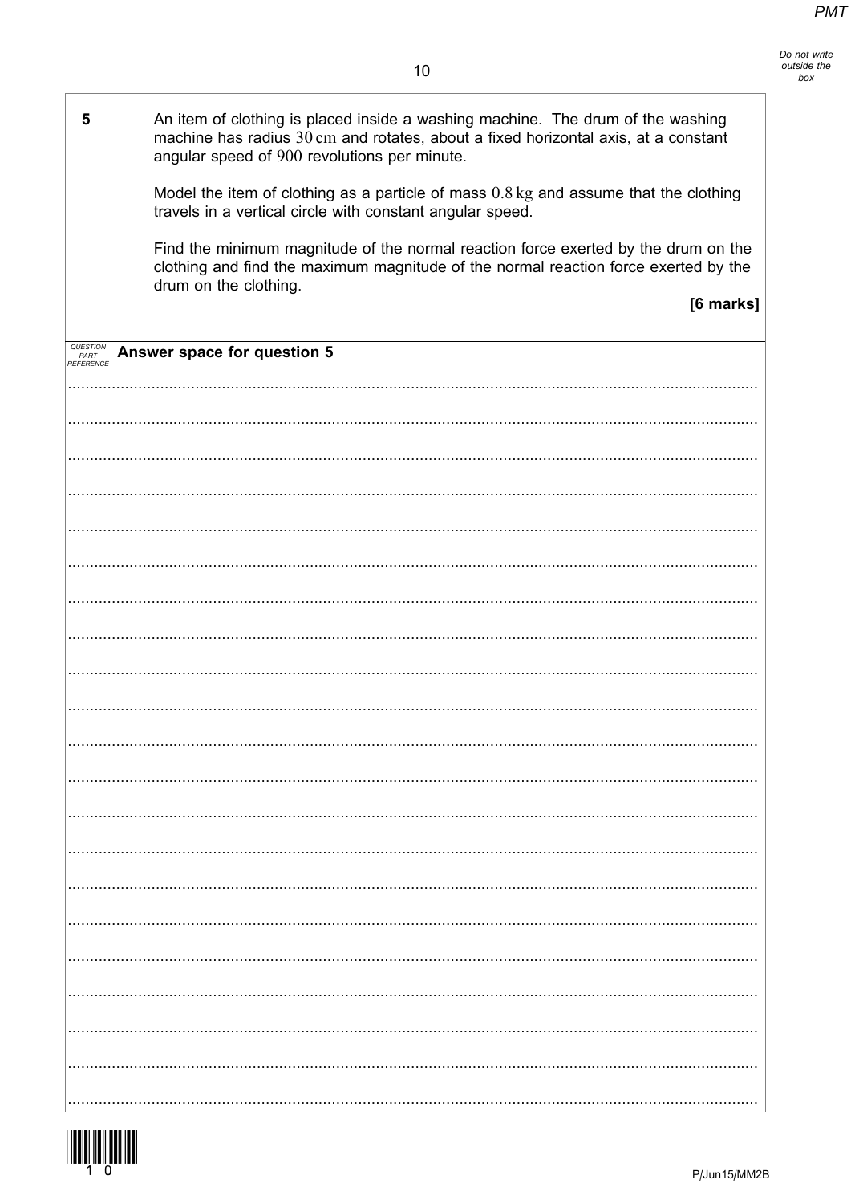**5** An item of clothing is placed inside a washing machine. The drum of the washing machine has radius $30\,\text{cm}$ and rotates, about a fixed horizontal axis, at a constant angular speed of $900$ revolutions per minute.

Model the item of clothing as a particle of mass $0.8\,\text{kg}$ and assume that the clothing travels in a vertical circle with constant angular speed.

Find the minimum magnitude of the normal reaction force exerted by the drum on the clothing and find the maximum magnitude of the normal reaction force exerted by the drum on the clothing.

**[6 marks]**

**Answer space for question 5**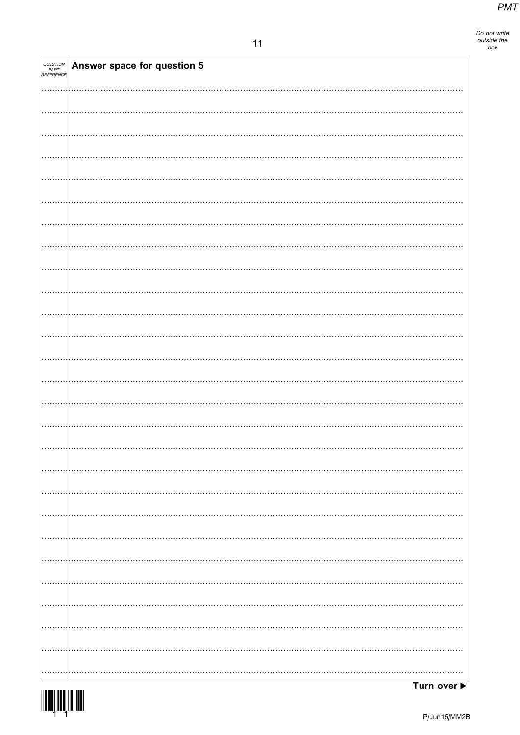| QUESTION PART REFERENCE | Answer space for question 5 |
| --- | --- |

Turn over ▶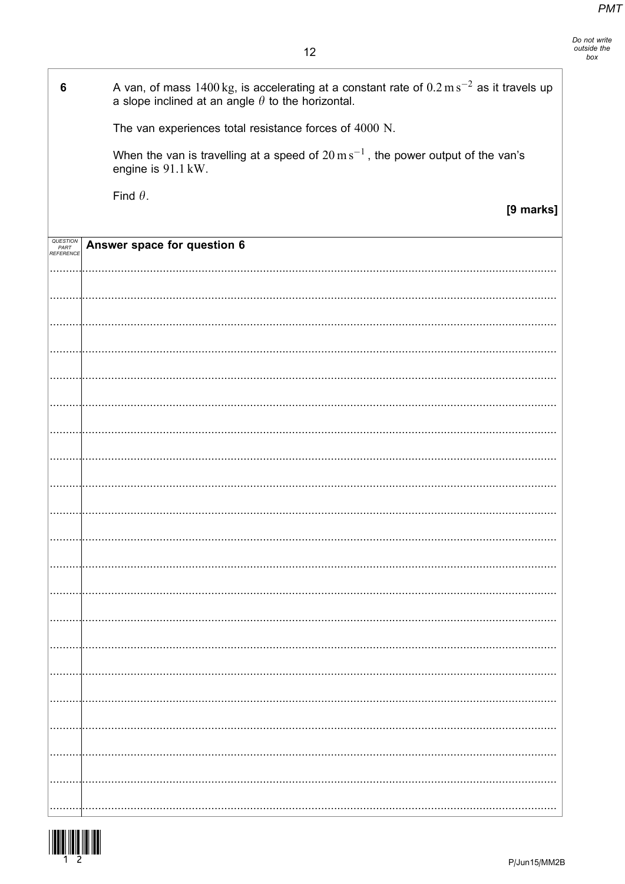**6** A van, of mass $1400\,\text{kg}$, is accelerating at a constant rate of $0.2\,\text{m}\,\text{s}^{-2}$ as it travels up a slope inclined at an angle $\theta$ to the horizontal.

The van experiences total resistance forces of $4000\,\text{N}$.

When the van is travelling at a speed of $20\,\text{m}\,\text{s}^{-1}$, the power output of the van's engine is $91.1\,\text{kW}$.

Find $\theta$.

**[9 marks]**

**Answer space for question 6**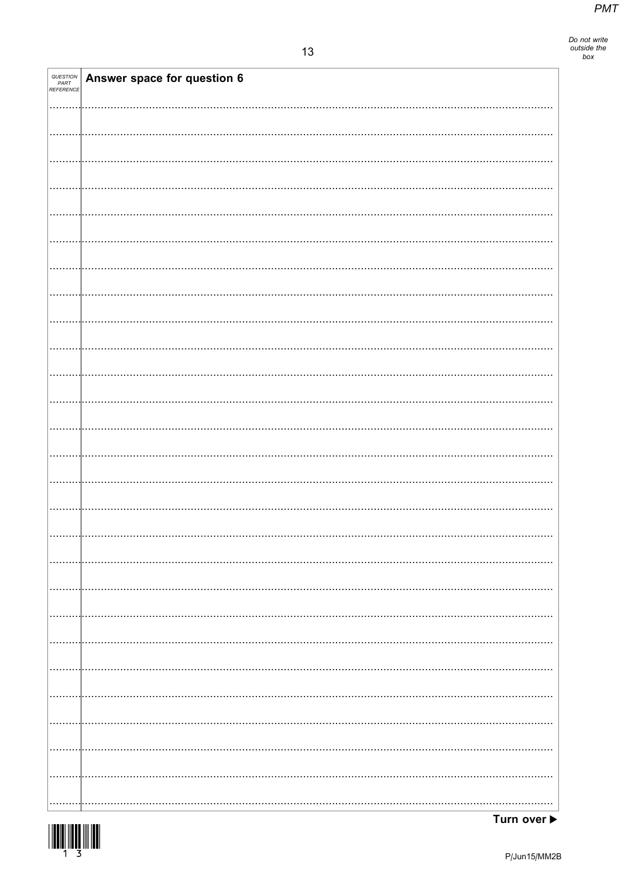QUESTION PART REFERENCE

**Answer space for question 6**

**Turn over ▶**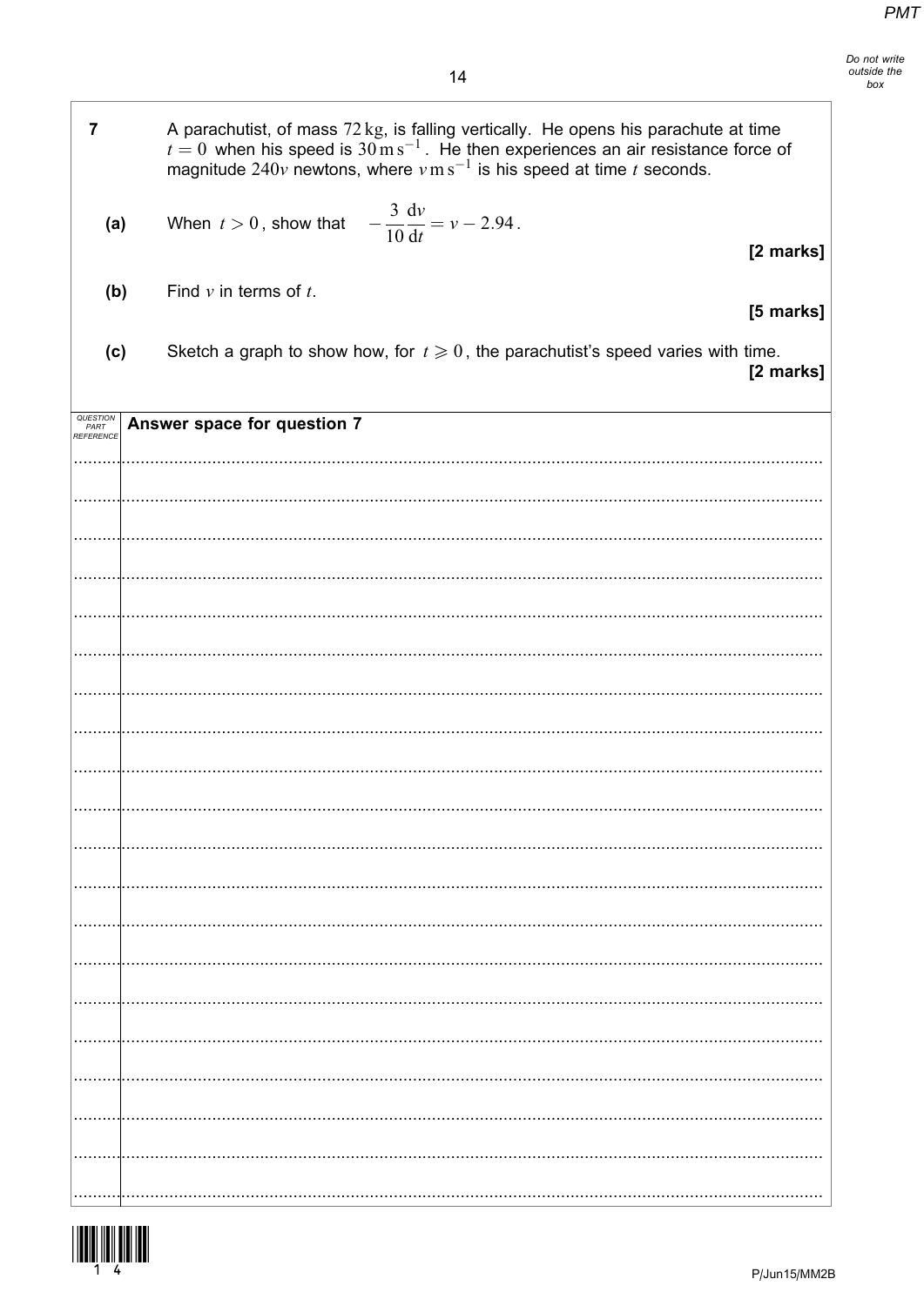**7** A parachutist, of mass $72\,\text{kg}$, is falling vertically. He opens his parachute at time $t = 0$ when his speed is $30\,\text{m}\,\text{s}^{-1}$. He then experiences an air resistance force of magnitude $240v$ newtons, where $v\,\text{m}\,\text{s}^{-1}$ is his speed at time $t$ seconds.

**(a)** When $t > 0$, show that $-\dfrac{3}{10}\dfrac{\mathrm{d}v}{\mathrm{d}t} = v - 2.94$.

**[2 marks]**

**(b)** Find $v$ in terms of $t$.

**[5 marks]**

**(c)** Sketch a graph to show how, for $t \geqslant 0$, the parachutist's speed varies with time.

**[2 marks]**

**Answer space for question 7**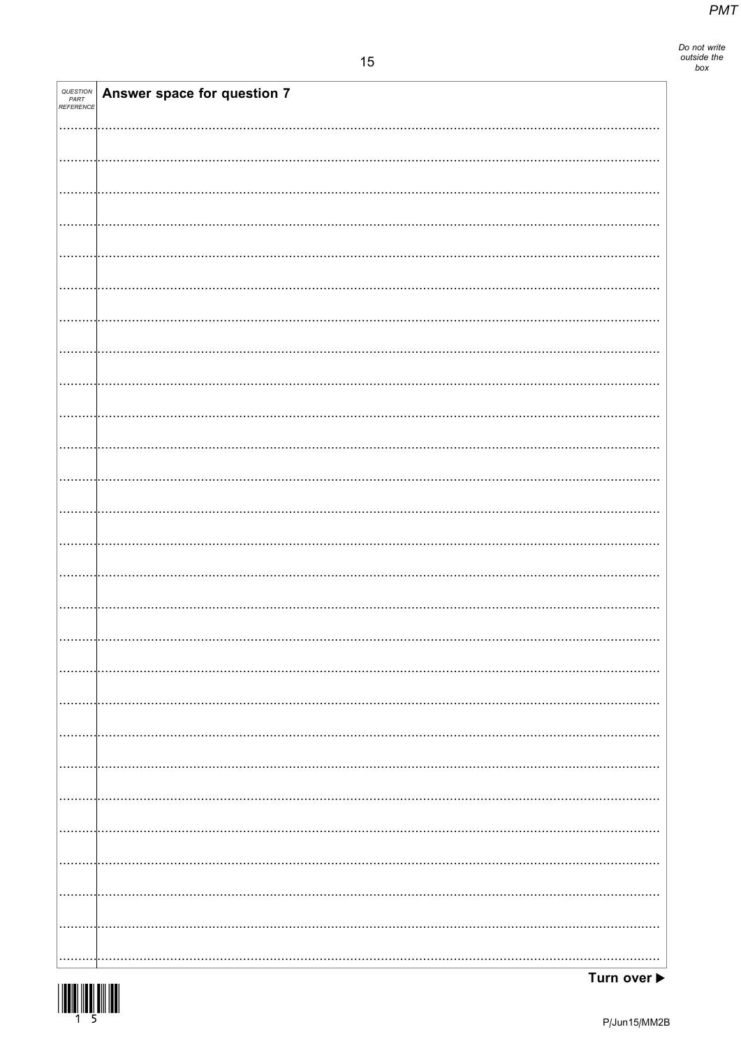| QUESTION PART REFERENCE | Answer space for question 7 |
| --- | --- |

Turn over ▶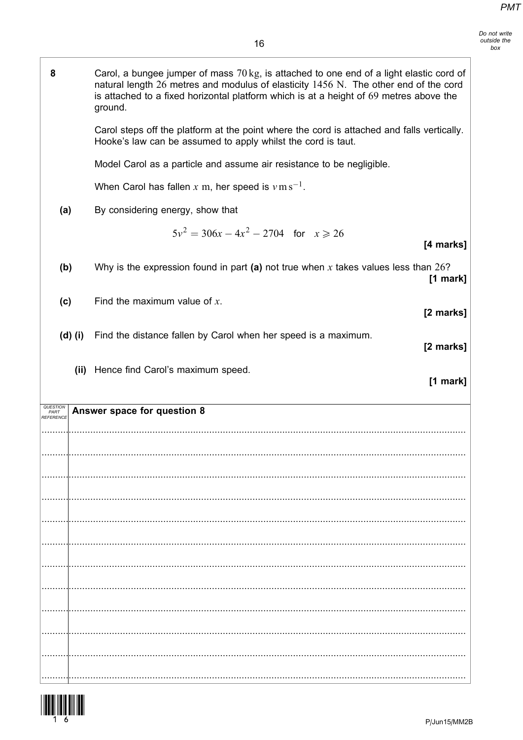**8** Carol, a bungee jumper of mass 70 kg, is attached to one end of a light elastic cord of natural length 26 metres and modulus of elasticity 1456 N. The other end of the cord is attached to a fixed horizontal platform which is at a height of 69 metres above the ground.

Carol steps off the platform at the point where the cord is attached and falls vertically. Hooke's law can be assumed to apply whilst the cord is taut.

Model Carol as a particle and assume air resistance to be negligible.

When Carol has fallen $x$ m, her speed is $v \, \text{m s}^{-1}$.

**(a)** By considering energy, show that

$$5v^2 = 306x - 4x^2 - 2704 \quad \text{for} \quad x \geqslant 26$$

**[4 marks]**

**(b)** Why is the expression found in part **(a)** not true when $x$ takes values less than 26?

**[1 mark]**

**(c)** Find the maximum value of $x$.

**[2 marks]**

**(d) (i)** Find the distance fallen by Carol when her speed is a maximum.

**[2 marks]**

**(ii)** Hence find Carol's maximum speed.

**[1 mark]**

Answer space for question 8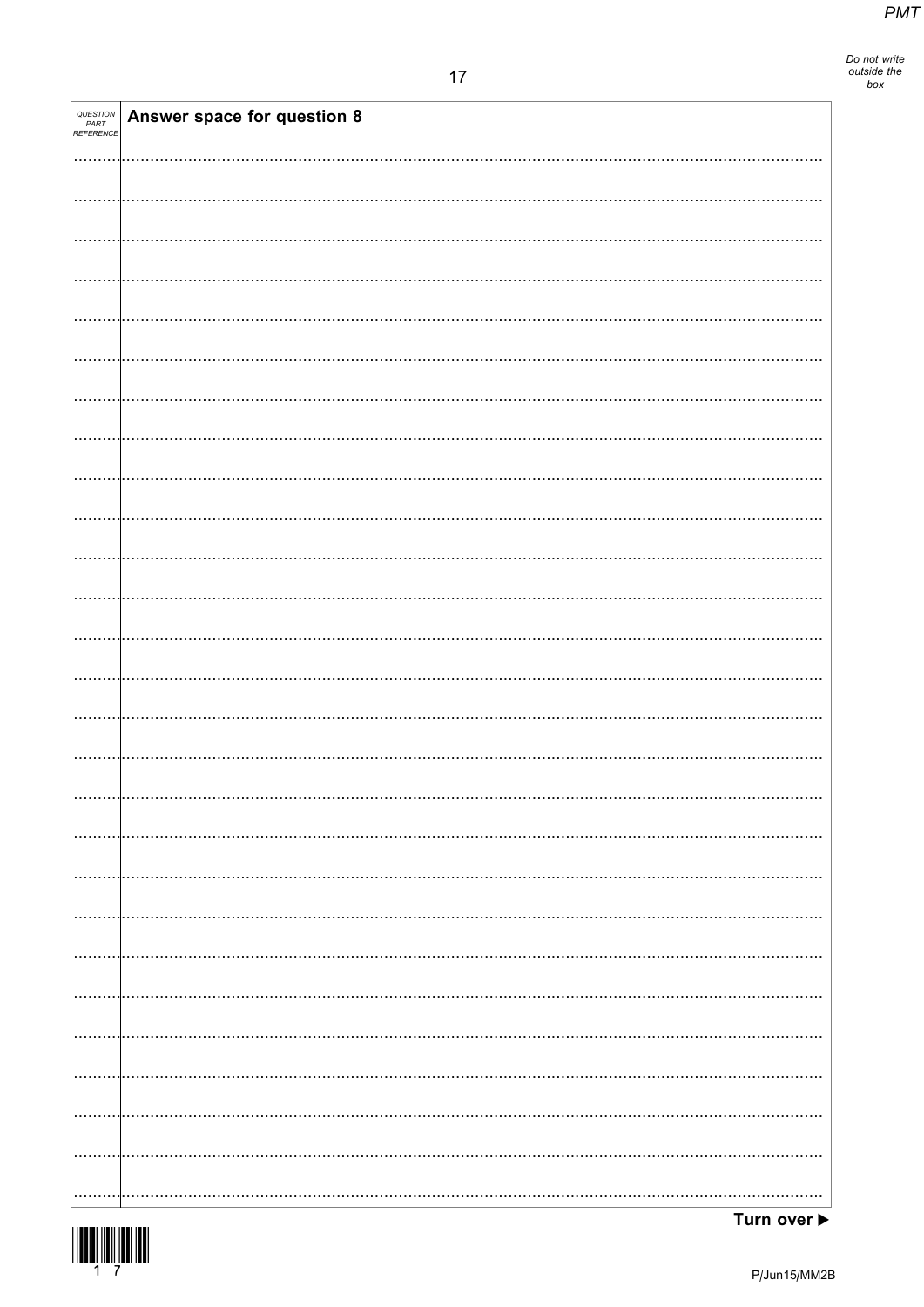Answer space for question 8

Turn over ▶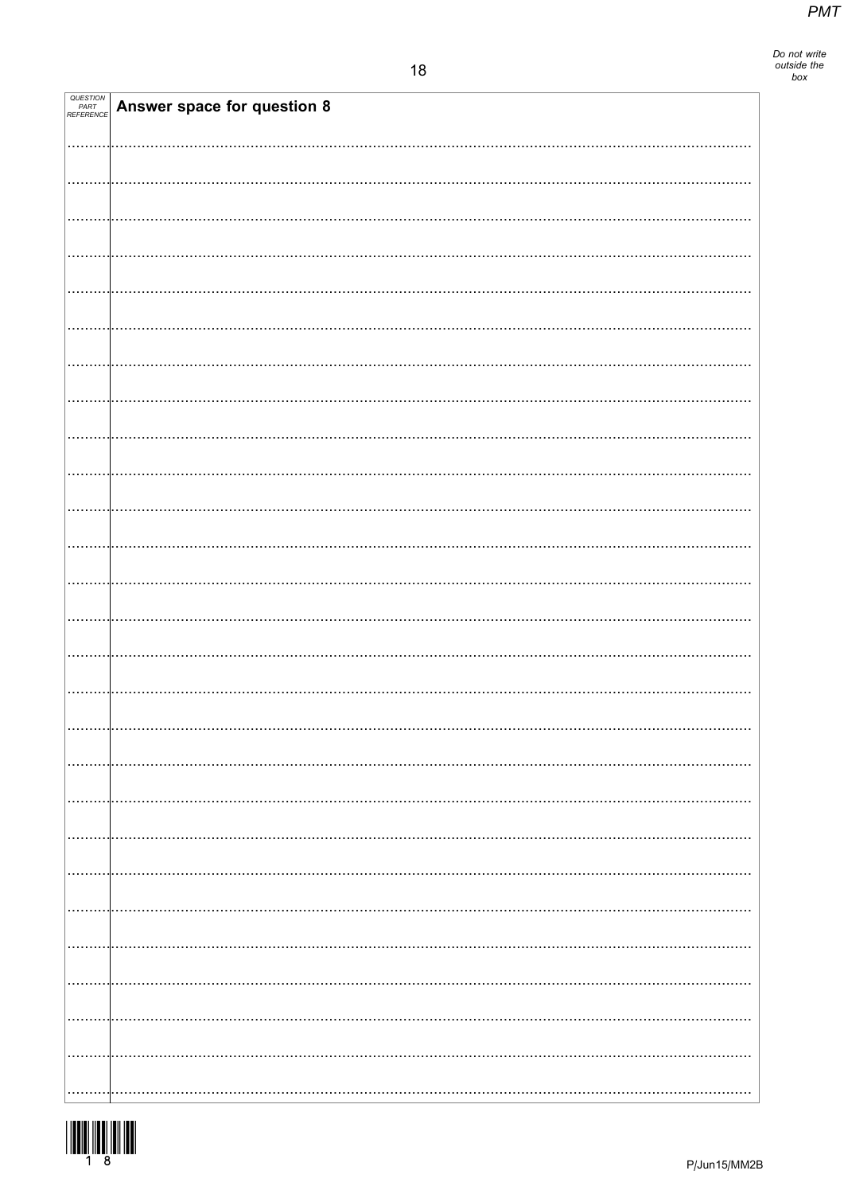| QUESTION PART REFERENCE | Answer space for question 8 |
| --- | --- |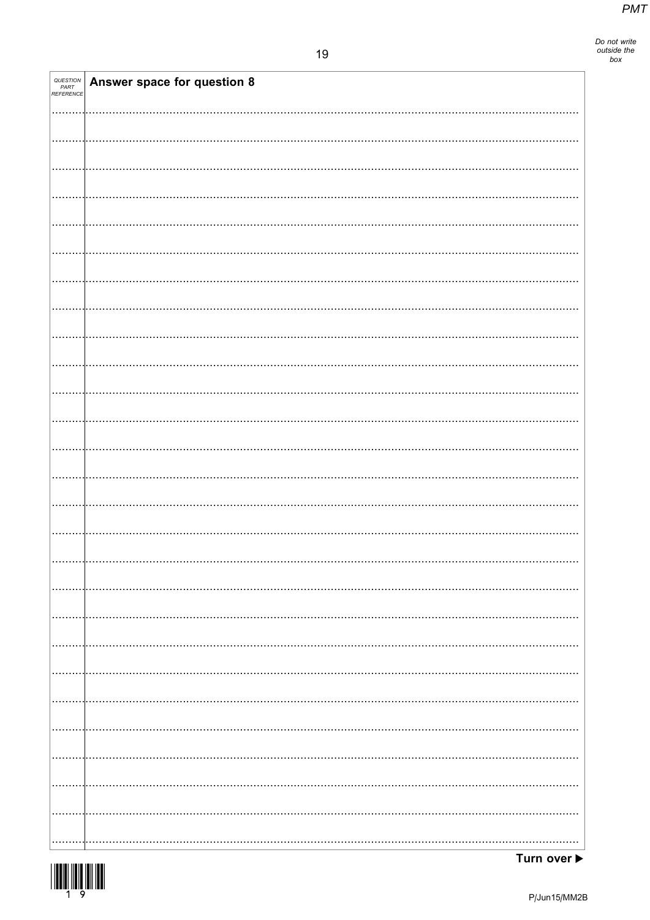| QUESTION PART REFERENCE | Answer space for question 8 |
| --- | --- |

Turn over ▶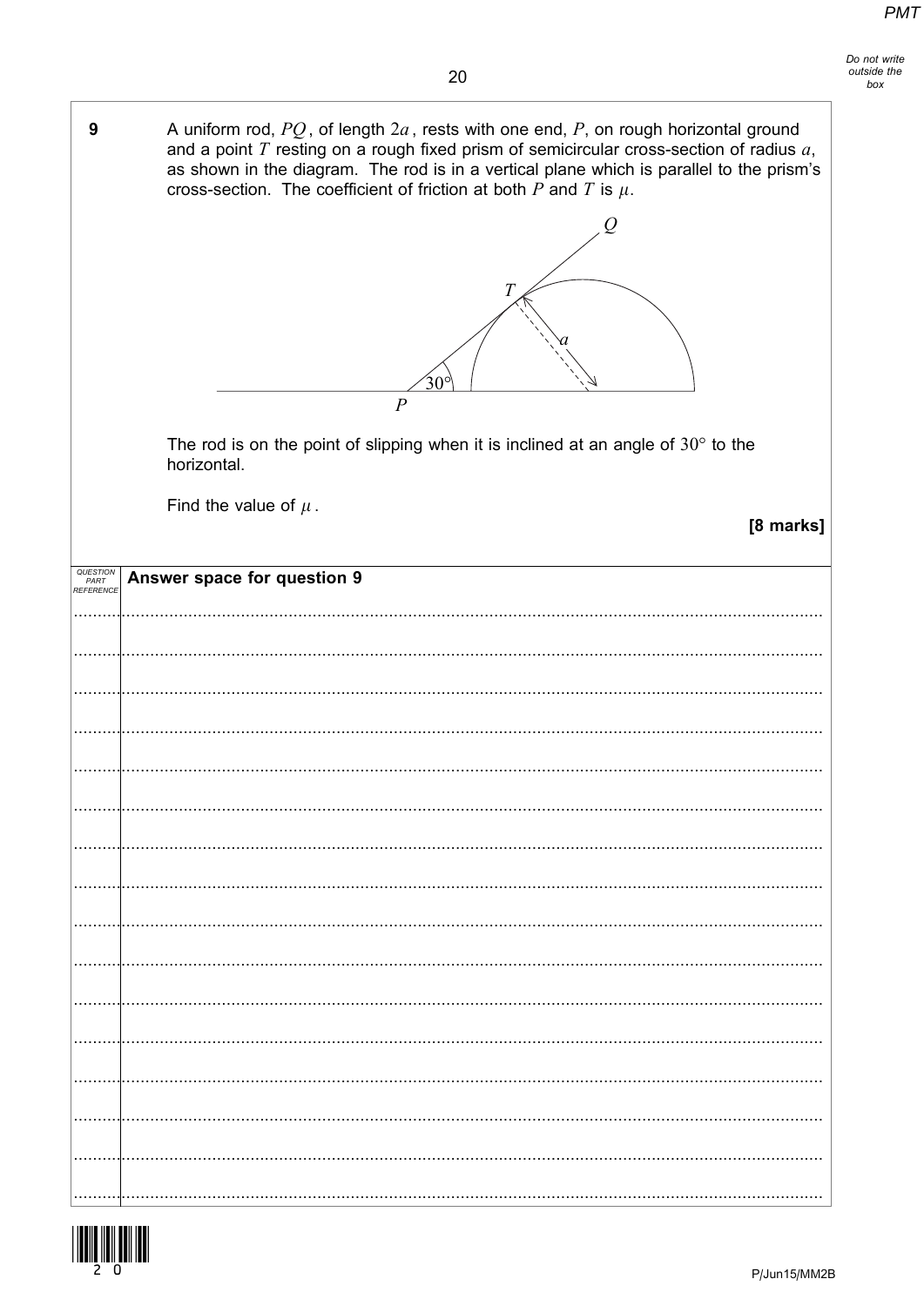**9** A uniform rod, $PQ$, of length $2a$, rests with one end, $P$, on rough horizontal ground and a point $T$ resting on a rough fixed prism of semicircular cross-section of radius $a$, as shown in the diagram. The rod is in a vertical plane which is parallel to the prism's cross-section. The coefficient of friction at both $P$ and $T$ is $\mu$.

The rod is on the point of slipping when it is inclined at an angle of $30°$ to the horizontal.

Find the value of $\mu$.

**[8 marks]**

**Answer space for question 9**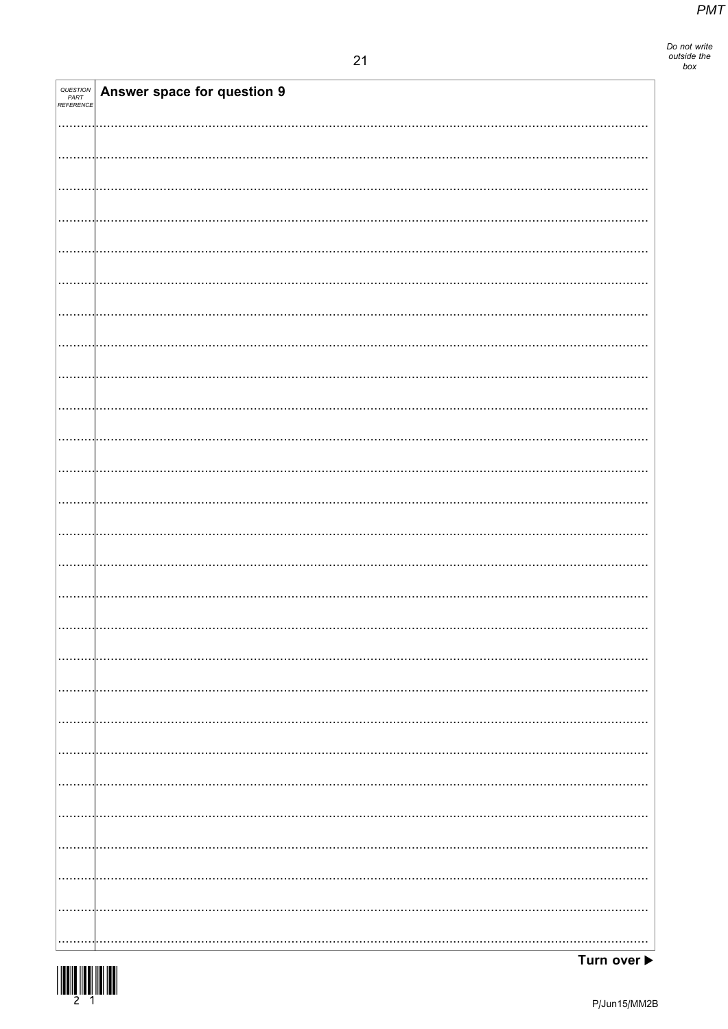| QUESTION PART REFERENCE | Answer space for question 9 |
| --- | --- |

Turn over ▶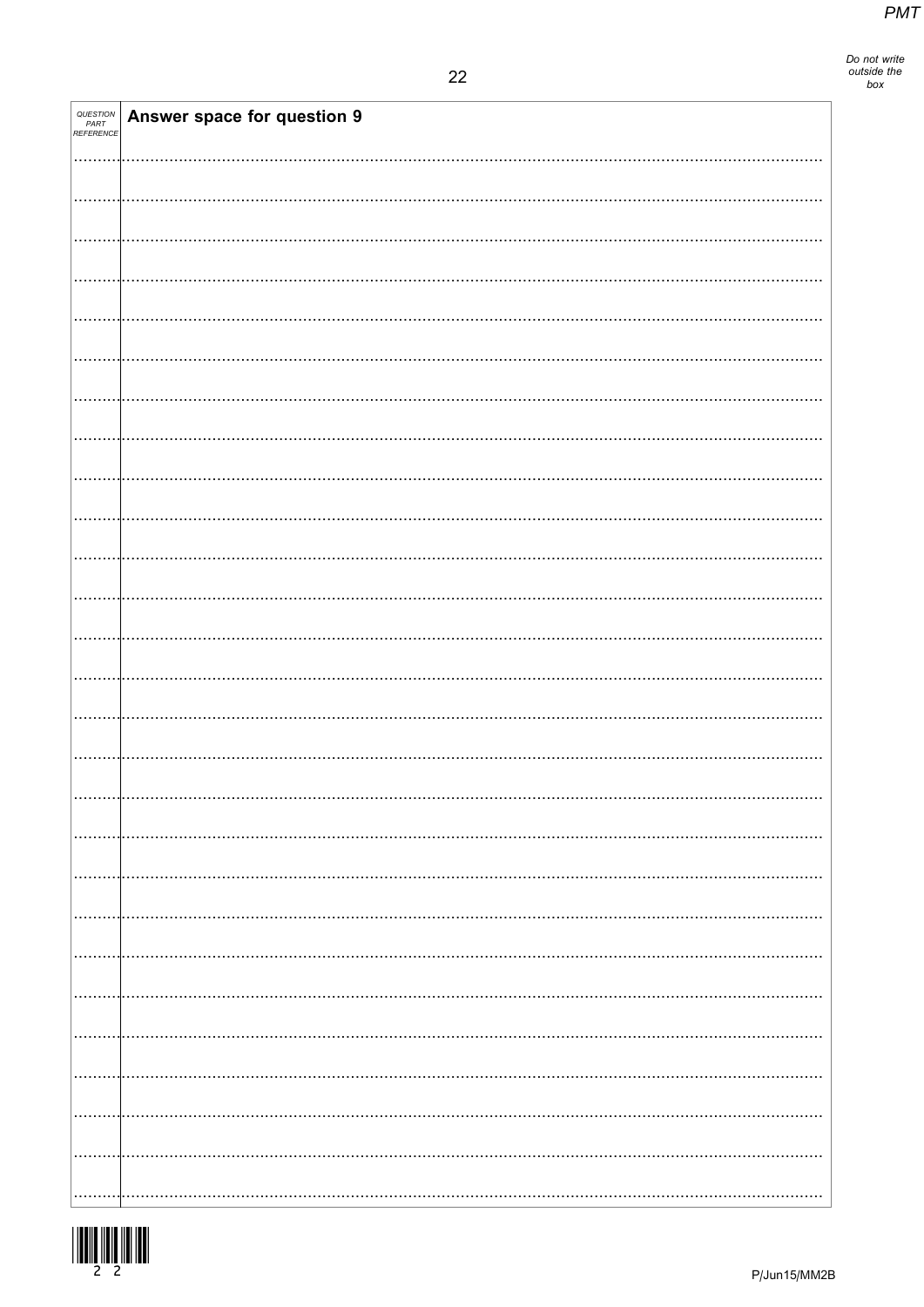| QUESTION PART REFERENCE | Answer space for question 9 |
| --- | --- |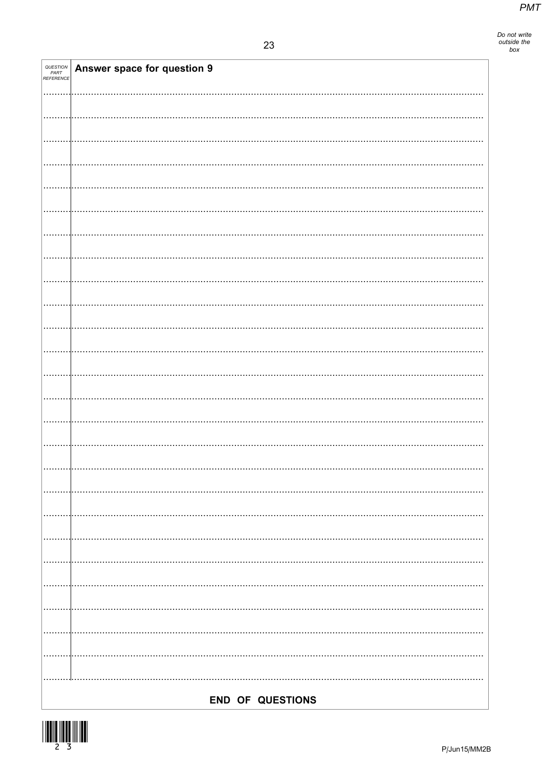| QUESTION PART REFERENCE | Answer space for question 9 |
|---|---|

**END OF QUESTIONS**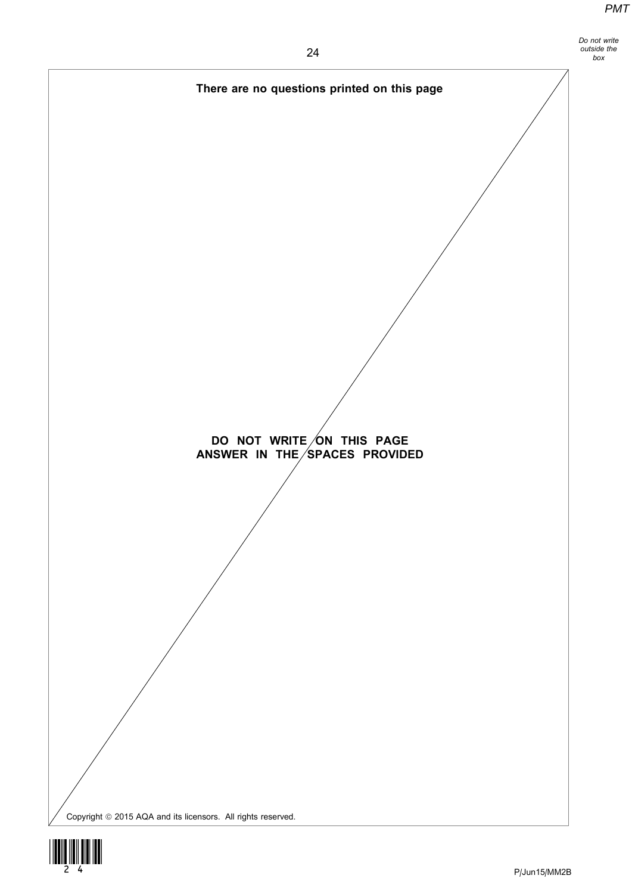**There are no questions printed on this page**

**DO NOT WRITE ON THIS PAGE**
**ANSWER IN THE SPACES PROVIDED**

Copyright © 2015 AQA and its licensors. All rights reserved.